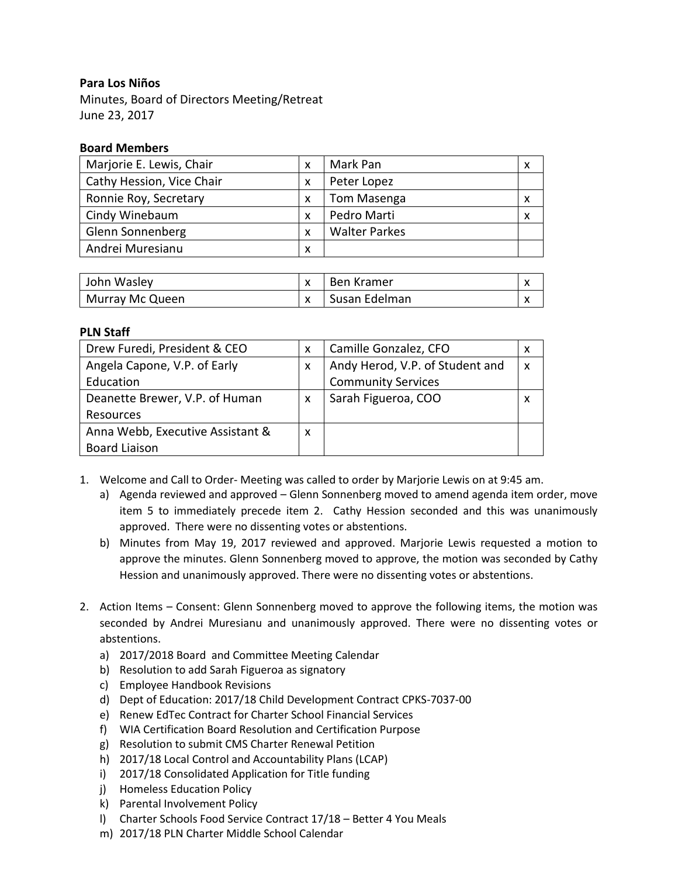**Para Los Niños**

Minutes, Board of Directors Meeting/Retreat

June 23, 2017

**Board Members**

| | | | |
|---|---|---|---|
| Marjorie E. Lewis, Chair | x | Mark Pan | x |
| Cathy Hession, Vice Chair | x | Peter Lopez | |
| Ronnie Roy, Secretary | x | Tom Masenga | x |
| Cindy Winebaum | x | Pedro Marti | x |
| Glenn Sonnenberg | x | Walter Parkes | |
| Andrei Muresianu | x | | |

| | | | |
|---|---|---|---|
| John Wasley | x | Ben Kramer | x |
| Murray Mc Queen | x | Susan Edelman | x |

**PLN Staff**

| | | | |
|---|---|---|---|
| Drew Furedi, President & CEO | x | Camille Gonzalez, CFO | x |
| Angela Capone, V.P. of Early Education | x | Andy Herod, V.P. of Student and Community Services | x |
| Deanette Brewer, V.P. of Human Resources | x | Sarah Figueroa, COO | x |
| Anna Webb, Executive Assistant & Board Liaison | x | | |

1. Welcome and Call to Order- Meeting was called to order by Marjorie Lewis on at 9:45 am.
   a) Agenda reviewed and approved – Glenn Sonnenberg moved to amend agenda item order, move item 5 to immediately precede item 2. Cathy Hession seconded and this was unanimously approved. There were no dissenting votes or abstentions.
   b) Minutes from May 19, 2017 reviewed and approved. Marjorie Lewis requested a motion to approve the minutes. Glenn Sonnenberg moved to approve, the motion was seconded by Cathy Hession and unanimously approved. There were no dissenting votes or abstentions.

2. Action Items – Consent: Glenn Sonnenberg moved to approve the following items, the motion was seconded by Andrei Muresianu and unanimously approved. There were no dissenting votes or abstentions.
   a) 2017/2018 Board and Committee Meeting Calendar
   b) Resolution to add Sarah Figueroa as signatory
   c) Employee Handbook Revisions
   d) Dept of Education: 2017/18 Child Development Contract CPKS-7037-00
   e) Renew EdTec Contract for Charter School Financial Services
   f) WIA Certification Board Resolution and Certification Purpose
   g) Resolution to submit CMS Charter Renewal Petition
   h) 2017/18 Local Control and Accountability Plans (LCAP)
   i) 2017/18 Consolidated Application for Title funding
   j) Homeless Education Policy
   k) Parental Involvement Policy
   l) Charter Schools Food Service Contract 17/18 – Better 4 You Meals
   m) 2017/18 PLN Charter Middle School Calendar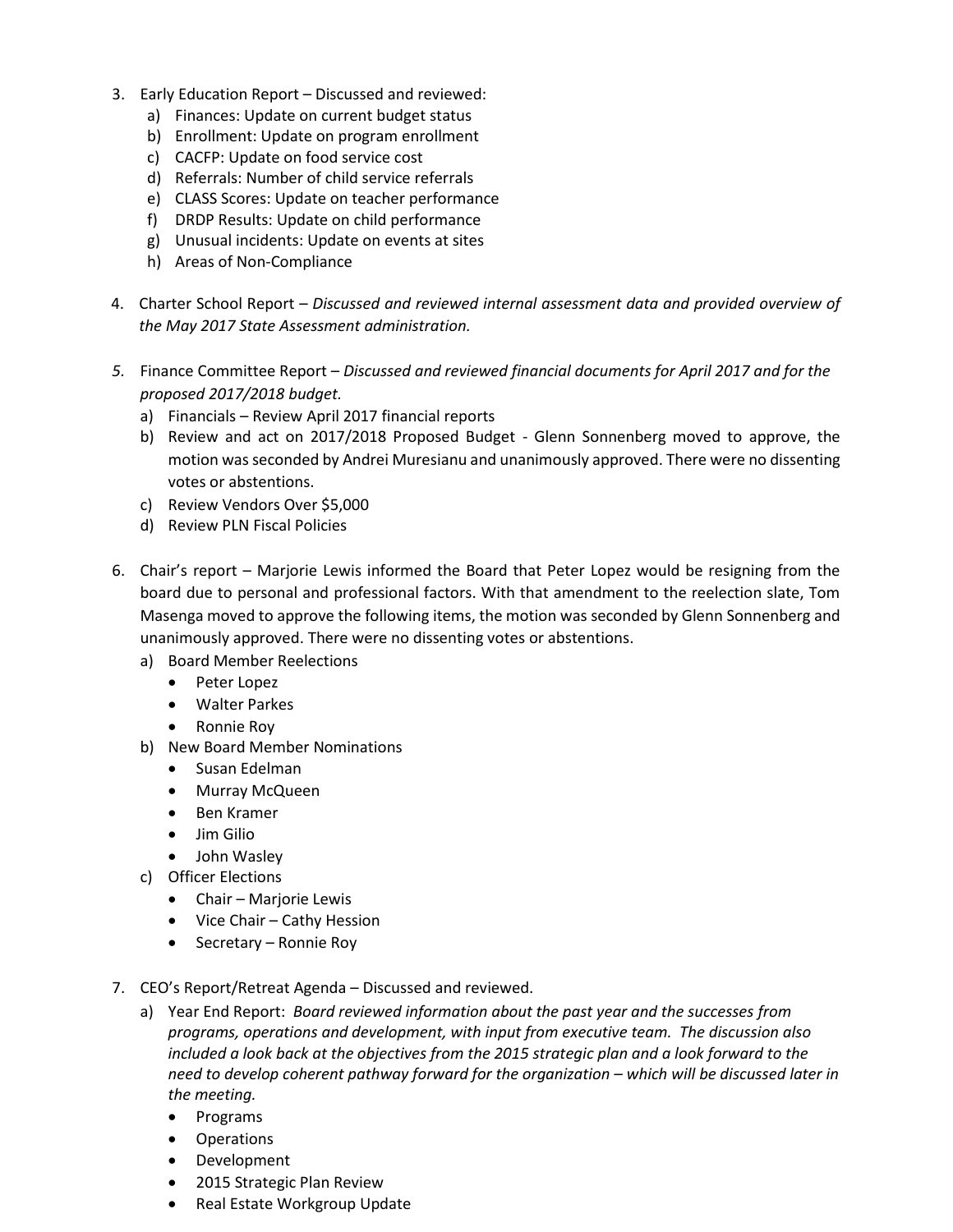3. Early Education Report – Discussed and reviewed:
   a) Finances: Update on current budget status
   b) Enrollment: Update on program enrollment
   c) CACFP: Update on food service cost
   d) Referrals: Number of child service referrals
   e) CLASS Scores: Update on teacher performance
   f) DRDP Results: Update on child performance
   g) Unusual incidents: Update on events at sites
   h) Areas of Non-Compliance

4. Charter School Report – *Discussed and reviewed internal assessment data and provided overview of the May 2017 State Assessment administration.*

5. Finance Committee Report – *Discussed and reviewed financial documents for April 2017 and for the proposed 2017/2018 budget.*
   a) Financials – Review April 2017 financial reports
   b) Review and act on 2017/2018 Proposed Budget - Glenn Sonnenberg moved to approve, the motion was seconded by Andrei Muresianu and unanimously approved. There were no dissenting votes or abstentions.
   c) Review Vendors Over $5,000
   d) Review PLN Fiscal Policies

6. Chair's report – Marjorie Lewis informed the Board that Peter Lopez would be resigning from the board due to personal and professional factors. With that amendment to the reelection slate, Tom Masenga moved to approve the following items, the motion was seconded by Glenn Sonnenberg and unanimously approved. There were no dissenting votes or abstentions.
   a) Board Member Reelections
      - Peter Lopez
      - Walter Parkes
      - Ronnie Roy
   b) New Board Member Nominations
      - Susan Edelman
      - Murray McQueen
      - Ben Kramer
      - Jim Gilio
      - John Wasley
   c) Officer Elections
      - Chair – Marjorie Lewis
      - Vice Chair – Cathy Hession
      - Secretary – Ronnie Roy

7. CEO's Report/Retreat Agenda – Discussed and reviewed.
   a) Year End Report: *Board reviewed information about the past year and the successes from programs, operations and development, with input from executive team. The discussion also included a look back at the objectives from the 2015 strategic plan and a look forward to the need to develop coherent pathway forward for the organization – which will be discussed later in the meeting.*
      - Programs
      - Operations
      - Development
      - 2015 Strategic Plan Review
      - Real Estate Workgroup Update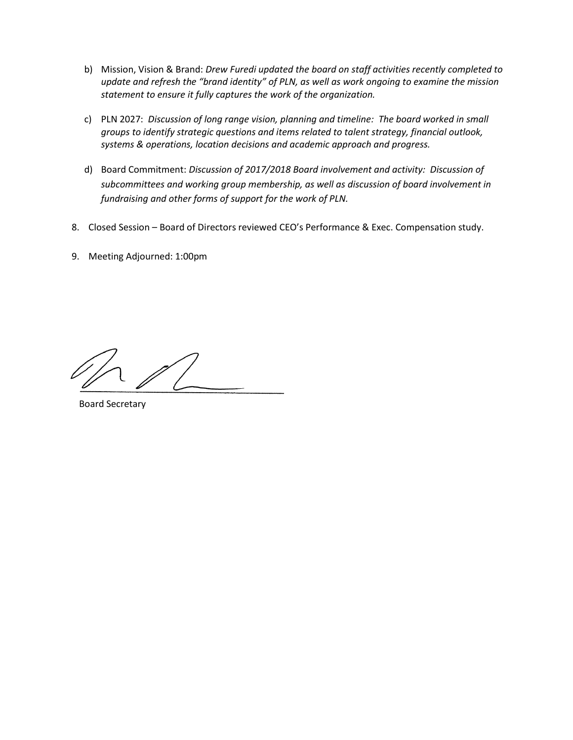b) Mission, Vision & Brand: *Drew Furedi updated the board on staff activities recently completed to update and refresh the "brand identity" of PLN, as well as work ongoing to examine the mission statement to ensure it fully captures the work of the organization.*

c) PLN 2027: *Discussion of long range vision, planning and timeline: The board worked in small groups to identify strategic questions and items related to talent strategy, financial outlook, systems & operations, location decisions and academic approach and progress.*

d) Board Commitment: *Discussion of 2017/2018 Board involvement and activity: Discussion of subcommittees and working group membership, as well as discussion of board involvement in fundraising and other forms of support for the work of PLN.*

8. Closed Session – Board of Directors reviewed CEO's Performance & Exec. Compensation study.

9. Meeting Adjourned: 1:00pm

Board Secretary